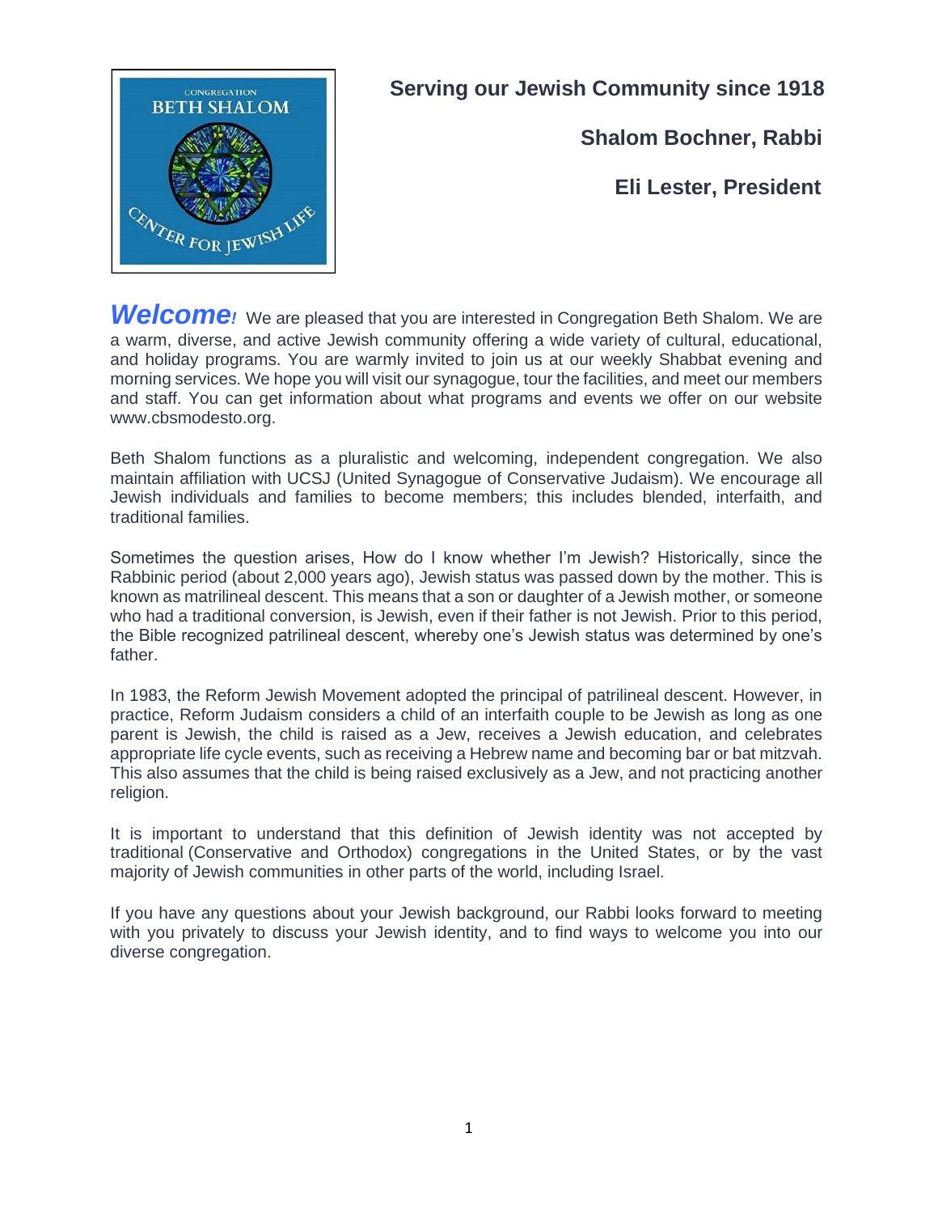CONGREGATION
BETH SHALOM
CENTER FOR JEWISH LIFE

**Serving our Jewish Community since 1918**

**Shalom Bochner, Rabbi**

**Eli Lester, President**

***Welcome!*** We are pleased that you are interested in Congregation Beth Shalom. We are a warm, diverse, and active Jewish community offering a wide variety of cultural, educational, and holiday programs. You are warmly invited to join us at our weekly Shabbat evening and morning services. We hope you will visit our synagogue, tour the facilities, and meet our members and staff. You can get information about what programs and events we offer on our website www.cbsmodesto.org.

Beth Shalom functions as a pluralistic and welcoming, independent congregation. We also maintain affiliation with UCSJ (United Synagogue of Conservative Judaism). We encourage all Jewish individuals and families to become members; this includes blended, interfaith, and traditional families.

Sometimes the question arises, How do I know whether I'm Jewish? Historically, since the Rabbinic period (about 2,000 years ago), Jewish status was passed down by the mother. This is known as matrilineal descent. This means that a son or daughter of a Jewish mother, or someone who had a traditional conversion, is Jewish, even if their father is not Jewish. Prior to this period, the Bible recognized patrilineal descent, whereby one's Jewish status was determined by one's father.

In 1983, the Reform Jewish Movement adopted the principal of patrilineal descent. However, in practice, Reform Judaism considers a child of an interfaith couple to be Jewish as long as one parent is Jewish, the child is raised as a Jew, receives a Jewish education, and celebrates appropriate life cycle events, such as receiving a Hebrew name and becoming bar or bat mitzvah. This also assumes that the child is being raised exclusively as a Jew, and not practicing another religion.

It is important to understand that this definition of Jewish identity was not accepted by traditional (Conservative and Orthodox) congregations in the United States, or by the vast majority of Jewish communities in other parts of the world, including Israel.

If you have any questions about your Jewish background, our Rabbi looks forward to meeting with you privately to discuss your Jewish identity, and to find ways to welcome you into our diverse congregation.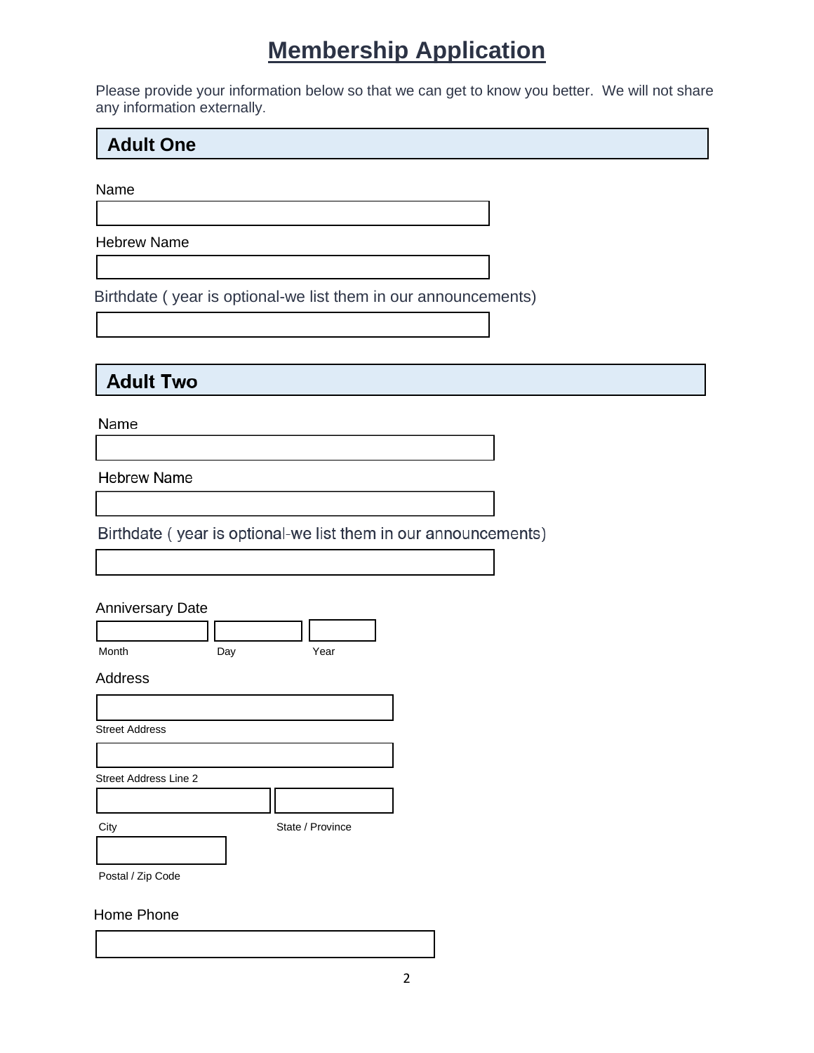# Membership Application

Please provide your information below so that we can get to know you better. We will not share any information externally.

## Adult One

Name

Hebrew Name

Birthdate ( year is optional-we list them in our announcements)

## Adult Two

Name

Hebrew Name

Birthdate ( year is optional-we list them in our announcements)

Anniversary Date

Month

Day

Year

Address

Street Address

Street Address Line 2

City

State / Province

Postal / Zip Code

Home Phone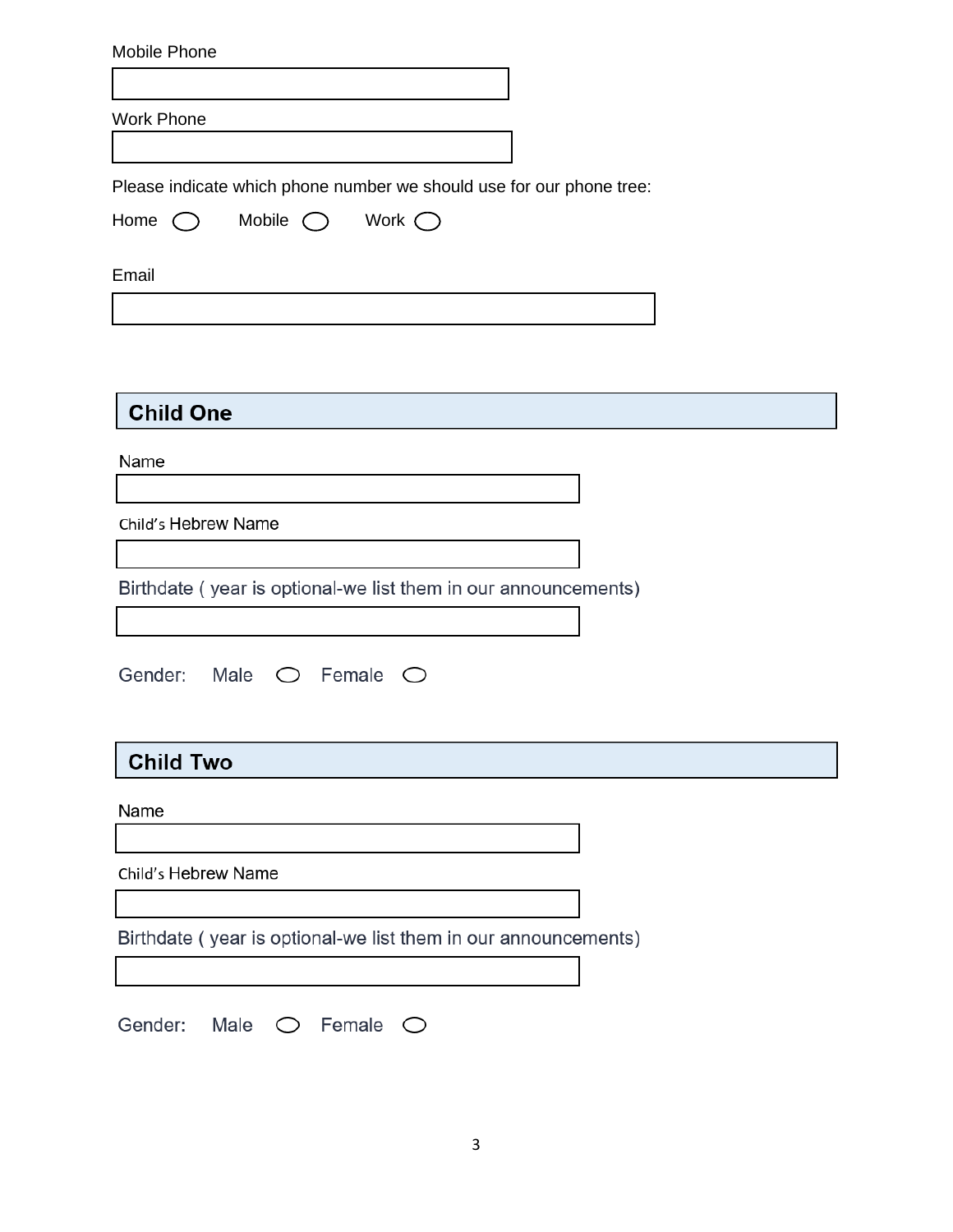Mobile Phone

Work Phone

Please indicate which phone number we should use for our phone tree:

Home ◯ Mobile ◯ Work ◯

Email

## Child One

Name

Child's Hebrew Name

Birthdate ( year is optional-we list them in our announcements)

Gender: Male ◯ Female ◯

## Child Two

Name

Child's Hebrew Name

Birthdate ( year is optional-we list them in our announcements)

Gender: Male ◯ Female ◯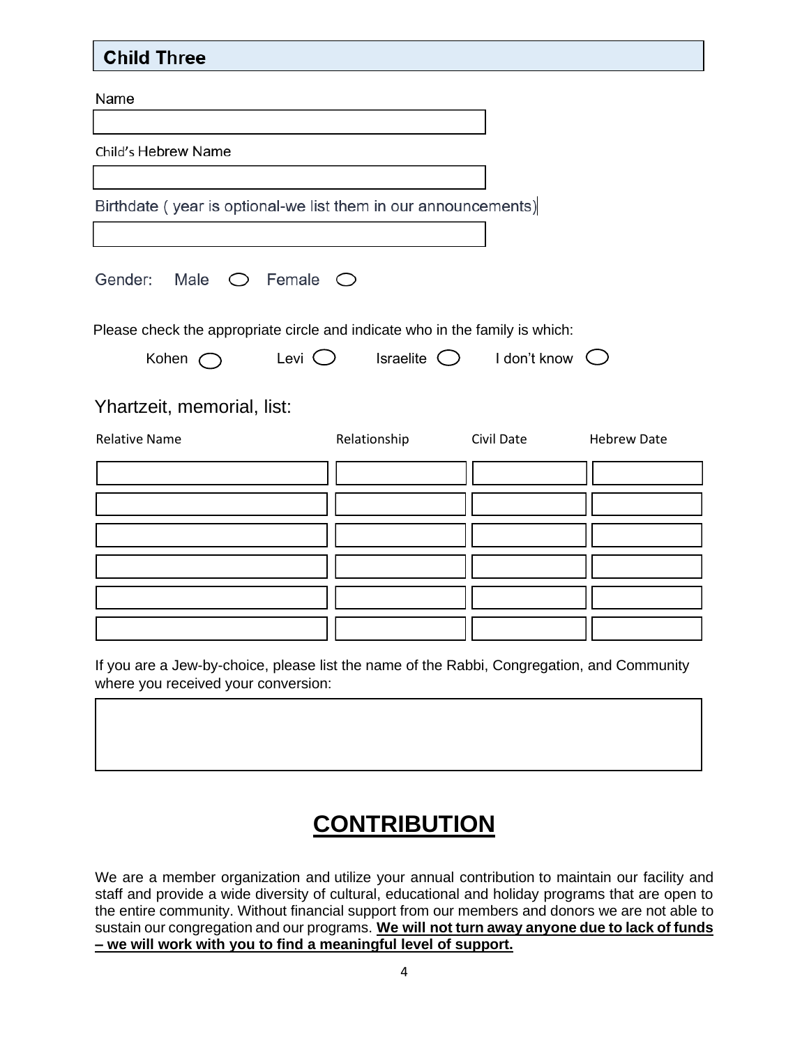## Child Three

Name

Child's Hebrew Name

Birthdate ( year is optional-we list them in our announcements)

Gender: Male ◯ Female ◯

Please check the appropriate circle and indicate who in the family is which:

Kohen ◯ Levi ◯ Israelite ◯ I don't know ◯

Yhartzeit, memorial, list:

| Relative Name | Relationship | Civil Date | Hebrew Date |
|---|---|---|---|
| | | | |
| | | | |
| | | | |
| | | | |
| | | | |
| | | | |

If you are a Jew-by-choice, please list the name of the Rabbi, Congregation, and Community where you received your conversion:

# CONTRIBUTION

We are a member organization and utilize your annual contribution to maintain our facility and staff and provide a wide diversity of cultural, educational and holiday programs that are open to the entire community. Without financial support from our members and donors we are not able to sustain our congregation and our programs. **We will not turn away anyone due to lack of funds – we will work with you to find a meaningful level of support.**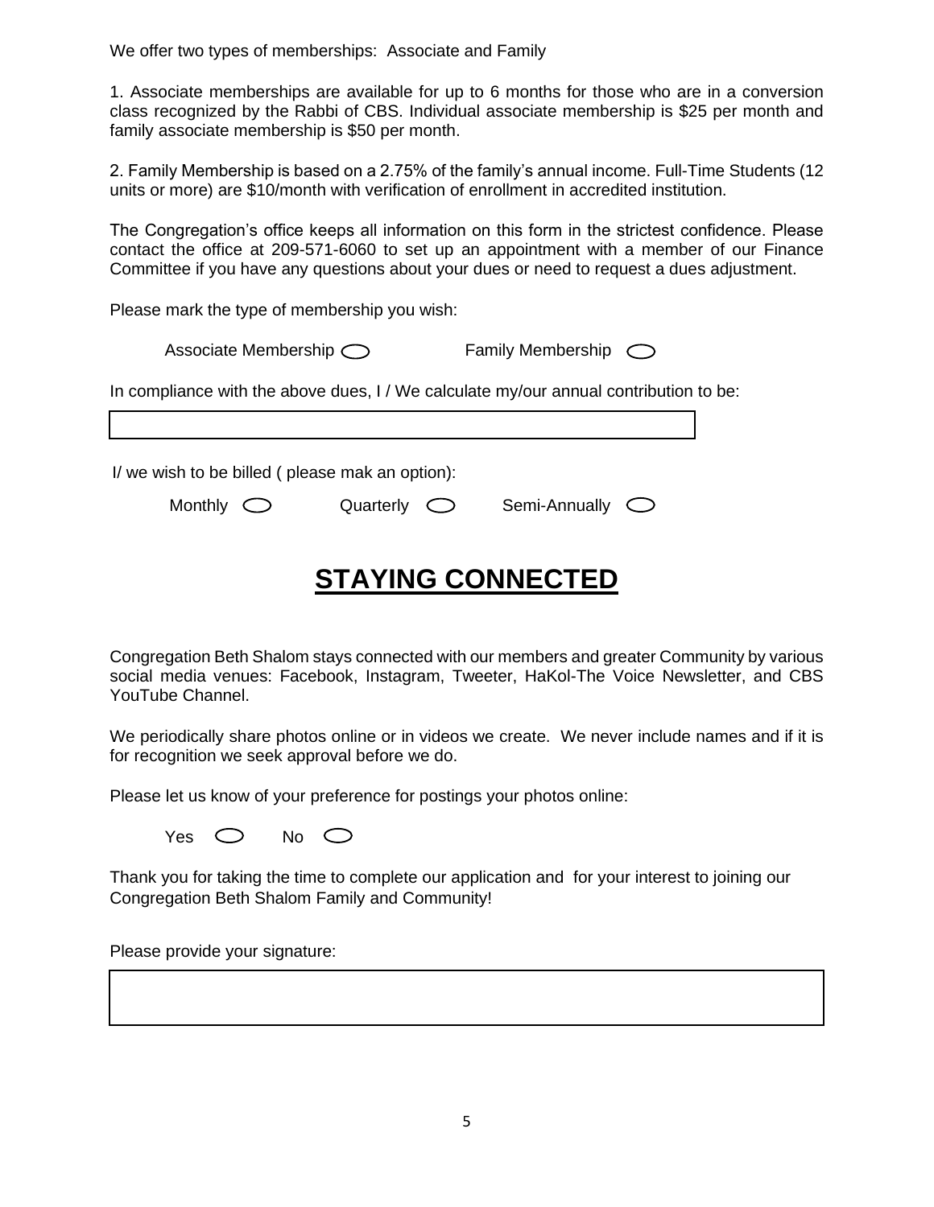We offer two types of memberships: Associate and Family

1. Associate memberships are available for up to 6 months for those who are in a conversion class recognized by the Rabbi of CBS. Individual associate membership is $25 per month and family associate membership is $50 per month.

2. Family Membership is based on a 2.75% of the family's annual income. Full-Time Students (12 units or more) are $10/month with verification of enrollment in accredited institution.

The Congregation's office keeps all information on this form in the strictest confidence. Please contact the office at 209-571-6060 to set up an appointment with a member of our Finance Committee if you have any questions about your dues or need to request a dues adjustment.

Please mark the type of membership you wish:

Associate Membership ◯ Family Membership ◯

In compliance with the above dues, I / We calculate my/our annual contribution to be:

I/ we wish to be billed ( please mak an option):

Monthly ◯ Quarterly ◯ Semi-Annually ◯

# STAYING CONNECTED

Congregation Beth Shalom stays connected with our members and greater Community by various social media venues: Facebook, Instagram, Tweeter, HaKol-The Voice Newsletter, and CBS YouTube Channel.

We periodically share photos online or in videos we create. We never include names and if it is for recognition we seek approval before we do.

Please let us know of your preference for postings your photos online:

Yes ◯ No ◯

Thank you for taking the time to complete our application and for your interest to joining our Congregation Beth Shalom Family and Community!

Please provide your signature: